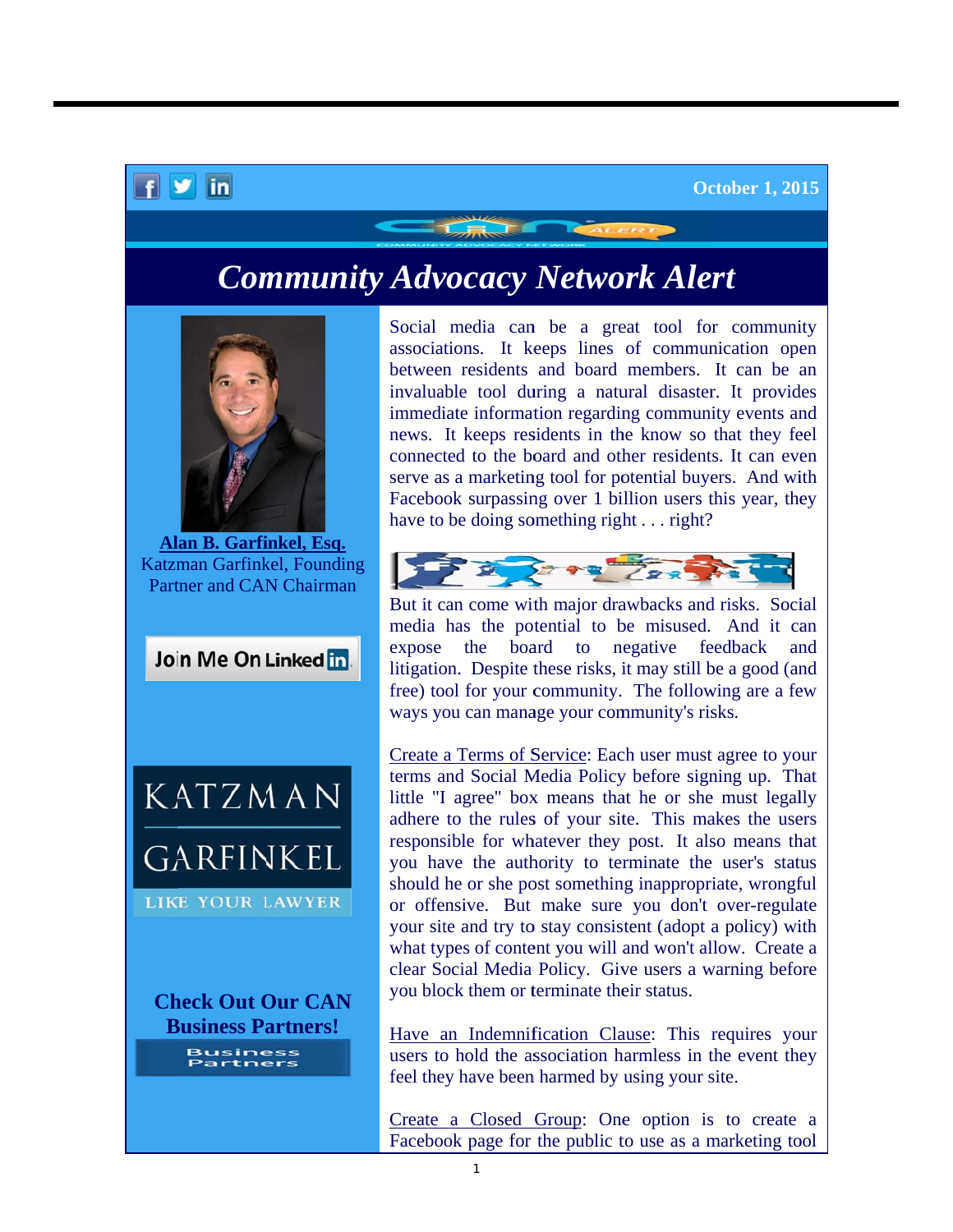October 1, 2015

# *Community Advocacy Network Alert*

**Alan B. Garfinkel, Esq.**
Katzman Garfinkel, Founding Partner and CAN Chairman

Join Me On LinkedIn

KATZMAN GARFINKEL
LIKE YOUR LAWYER

**Check Out Our CAN Business Partners!**

Business Partners

Social media can be a great tool for community associations. It keeps lines of communication open between residents and board members. It can be an invaluable tool during a natural disaster. It provides immediate information regarding community events and news. It keeps residents in the know so that they feel connected to the board and other residents. It can even serve as a marketing tool for potential buyers. And with Facebook surpassing over 1 billion users this year, they have to be doing something right . . . right?

But it can come with major drawbacks and risks. Social media has the potential to be misused. And it can expose the board to negative feedback and litigation. Despite these risks, it may still be a good (and free) tool for your community. The following are a few ways you can manage your community's risks.

Create a Terms of Service: Each user must agree to your terms and Social Media Policy before signing up. That little "I agree" box means that he or she must legally adhere to the rules of your site. This makes the users responsible for whatever they post. It also means that you have the authority to terminate the user's status should he or she post something inappropriate, wrongful or offensive. But make sure you don't over-regulate your site and try to stay consistent (adopt a policy) with what types of content you will and won't allow. Create a clear Social Media Policy. Give users a warning before you block them or terminate their status.

Have an Indemnification Clause: This requires your users to hold the association harmless in the event they feel they have been harmed by using your site.

Create a Closed Group: One option is to create a Facebook page for the public to use as a marketing tool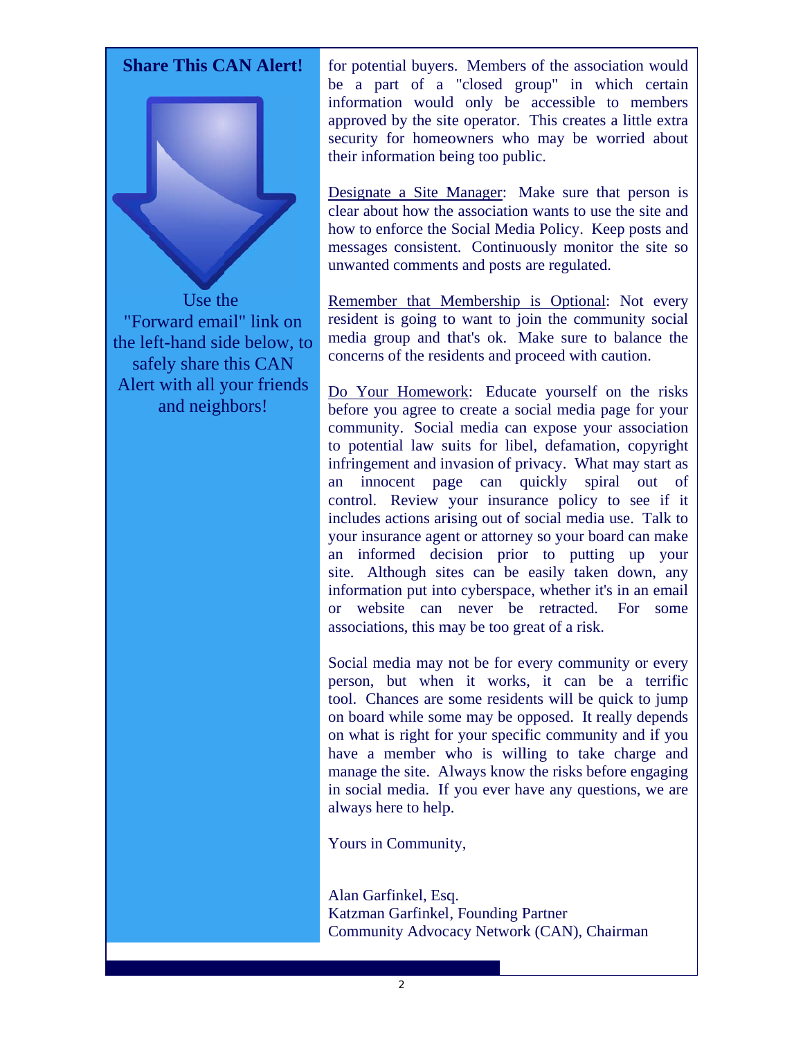**Share This CAN Alert!**

Use the "Forward email" link on the left-hand side below, to safely share this CAN Alert with all your friends and neighbors!

for potential buyers. Members of the association would be a part of a "closed group" in which certain information would only be accessible to members approved by the site operator. This creates a little extra security for homeowners who may be worried about their information being too public.

Designate a Site Manager: Make sure that person is clear about how the association wants to use the site and how to enforce the Social Media Policy. Keep posts and messages consistent. Continuously monitor the site so unwanted comments and posts are regulated.

Remember that Membership is Optional: Not every resident is going to want to join the community social media group and that's ok. Make sure to balance the concerns of the residents and proceed with caution.

Do Your Homework: Educate yourself on the risks before you agree to create a social media page for your community. Social media can expose your association to potential law suits for libel, defamation, copyright infringement and invasion of privacy. What may start as an innocent page can quickly spiral out of control. Review your insurance policy to see if it includes actions arising out of social media use. Talk to your insurance agent or attorney so your board can make an informed decision prior to putting up your site. Although sites can be easily taken down, any information put into cyberspace, whether it's in an email or website can never be retracted. For some associations, this may be too great of a risk.

Social media may not be for every community or every person, but when it works, it can be a terrific tool. Chances are some residents will be quick to jump on board while some may be opposed. It really depends on what is right for your specific community and if you have a member who is willing to take charge and manage the site. Always know the risks before engaging in social media. If you ever have any questions, we are always here to help.

Yours in Community,

Alan Garfinkel, Esq.
Katzman Garfinkel, Founding Partner
Community Advocacy Network (CAN), Chairman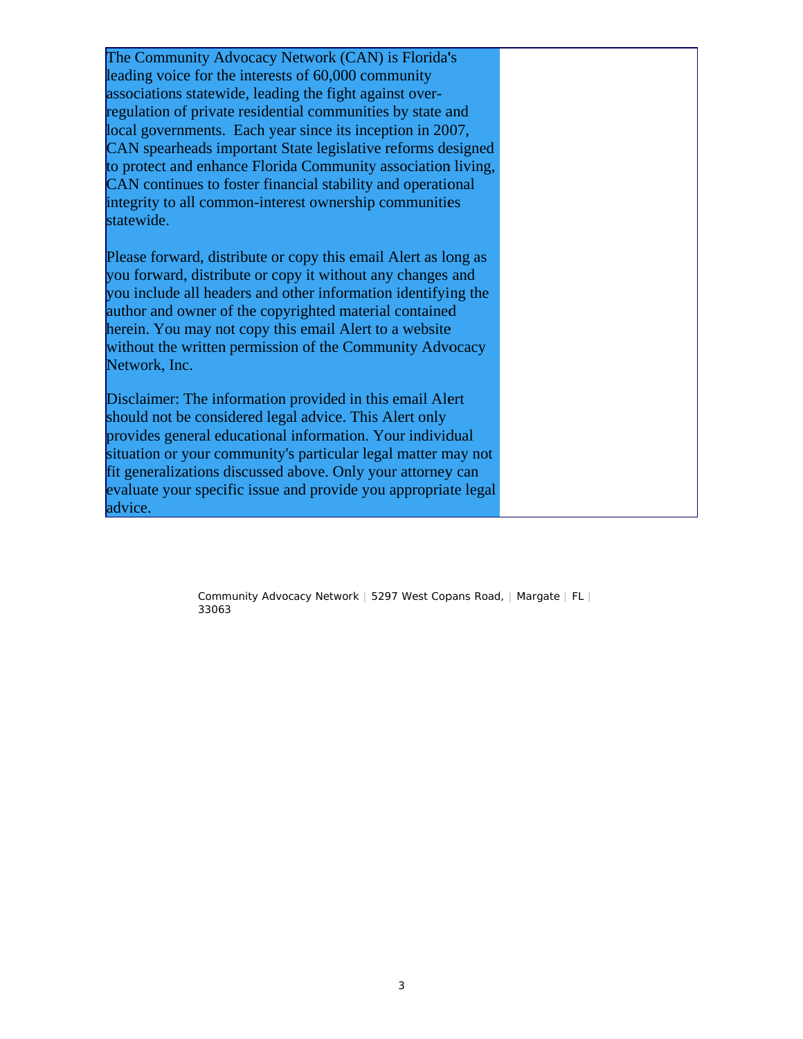The Community Advocacy Network (CAN) is Florida's leading voice for the interests of 60,000 community associations statewide, leading the fight against over-regulation of private residential communities by state and local governments. Each year since its inception in 2007, CAN spearheads important State legislative reforms designed to protect and enhance Florida Community association living, CAN continues to foster financial stability and operational integrity to all common-interest ownership communities statewide.

Please forward, distribute or copy this email Alert as long as you forward, distribute or copy it without any changes and you include all headers and other information identifying the author and owner of the copyrighted material contained herein. You may not copy this email Alert to a website without the written permission of the Community Advocacy Network, Inc.

Disclaimer: The information provided in this email Alert should not be considered legal advice. This Alert only provides general educational information. Your individual situation or your community's particular legal matter may not fit generalizations discussed above. Only your attorney can evaluate your specific issue and provide you appropriate legal advice.

Community Advocacy Network | 5297 West Copans Road, | Margate | FL | 33063